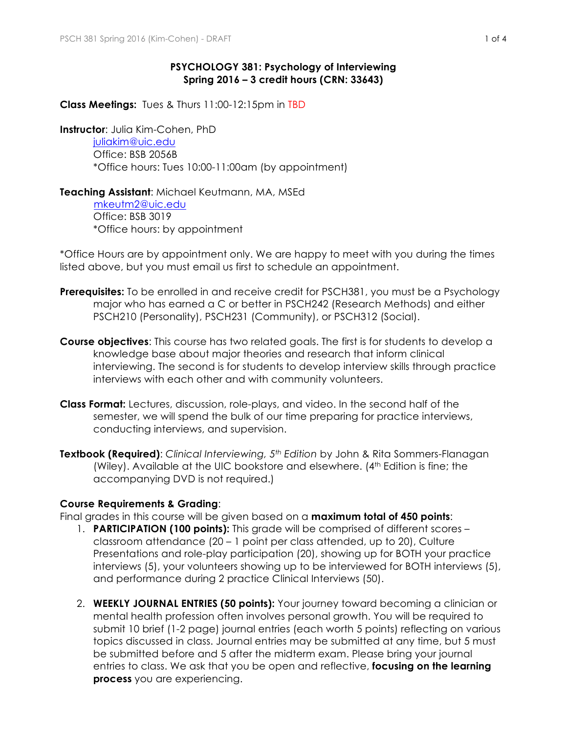# PSYCHOLOGY 381: Psychology of Interviewing
## Spring 2016 – 3 credit hours (CRN: 33643)

**Class Meetings:** Tues & Thurs 11:00-12:15pm in TBD

**Instructor**: Julia Kim-Cohen, PhD
juliakim@uic.edu
Office: BSB 2056B
*Office hours: Tues 10:00-11:00am (by appointment)

**Teaching Assistant**: Michael Keutmann, MA, MSEd
mkeutm2@uic.edu
Office: BSB 3019
*Office hours: by appointment

*Office Hours are by appointment only. We are happy to meet with you during the times listed above, but you must email us first to schedule an appointment.

**Prerequisites:** To be enrolled in and receive credit for PSCH381, you must be a Psychology major who has earned a C or better in PSCH242 (Research Methods) and either PSCH210 (Personality), PSCH231 (Community), or PSCH312 (Social).

**Course objectives**: This course has two related goals. The first is for students to develop a knowledge base about major theories and research that inform clinical interviewing. The second is for students to develop interview skills through practice interviews with each other and with community volunteers.

**Class Format:** Lectures, discussion, role-plays, and video. In the second half of the semester, we will spend the bulk of our time preparing for practice interviews, conducting interviews, and supervision.

**Textbook (Required)**: *Clinical Interviewing, 5th Edition* by John & Rita Sommers-Flanagan (Wiley). Available at the UIC bookstore and elsewhere. (4th Edition is fine; the accompanying DVD is not required.)

**Course Requirements & Grading**:
Final grades in this course will be given based on a **maximum total of 450 points**:

1. **PARTICIPATION (100 points):** This grade will be comprised of different scores – classroom attendance (20 – 1 point per class attended, up to 20), Culture Presentations and role-play participation (20), showing up for BOTH your practice interviews (5), your volunteers showing up to be interviewed for BOTH interviews (5), and performance during 2 practice Clinical Interviews (50).

2. **WEEKLY JOURNAL ENTRIES (50 points):** Your journey toward becoming a clinician or mental health profession often involves personal growth. You will be required to submit 10 brief (1-2 page) journal entries (each worth 5 points) reflecting on various topics discussed in class. Journal entries may be submitted at any time, but 5 must be submitted before and 5 after the midterm exam. Please bring your journal entries to class. We ask that you be open and reflective, **focusing on the learning process** you are experiencing.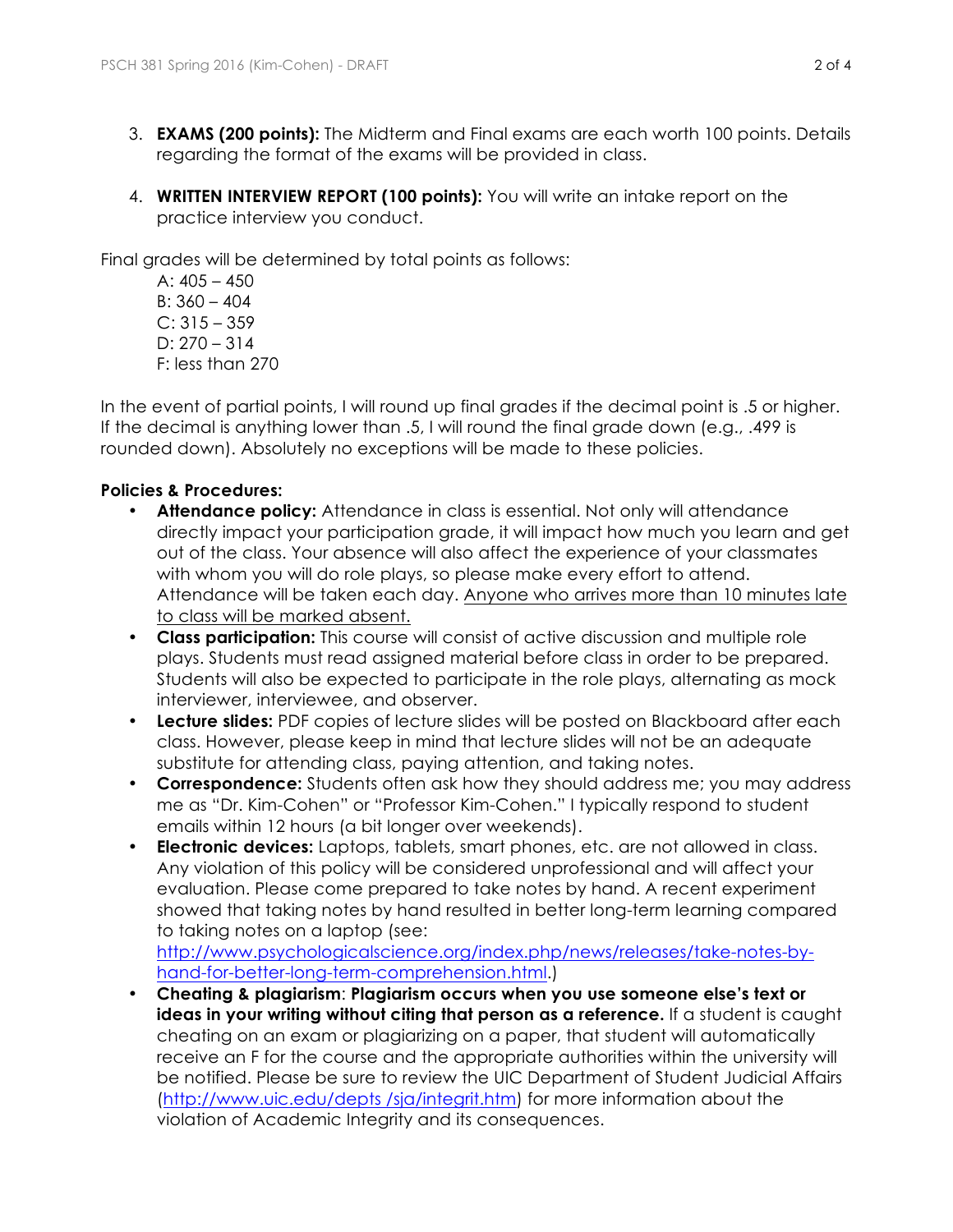3. **EXAMS (200 points):** The Midterm and Final exams are each worth 100 points. Details regarding the format of the exams will be provided in class.

4. **WRITTEN INTERVIEW REPORT (100 points):** You will write an intake report on the practice interview you conduct.

Final grades will be determined by total points as follows:

A: 405 – 450
B: 360 – 404
C: 315 – 359
D: 270 – 314
F: less than 270

In the event of partial points, I will round up final grades if the decimal point is .5 or higher. If the decimal is anything lower than .5, I will round the final grade down (e.g., .499 is rounded down). Absolutely no exceptions will be made to these policies.

**Policies & Procedures:**

- **Attendance policy:** Attendance in class is essential. Not only will attendance directly impact your participation grade, it will impact how much you learn and get out of the class. Your absence will also affect the experience of your classmates with whom you will do role plays, so please make every effort to attend. Attendance will be taken each day. <u>Anyone who arrives more than 10 minutes late to class will be marked absent.</u>
- **Class participation:** This course will consist of active discussion and multiple role plays. Students must read assigned material before class in order to be prepared. Students will also be expected to participate in the role plays, alternating as mock interviewer, interviewee, and observer.
- **Lecture slides:** PDF copies of lecture slides will be posted on Blackboard after each class. However, please keep in mind that lecture slides will not be an adequate substitute for attending class, paying attention, and taking notes.
- **Correspondence:** Students often ask how they should address me; you may address me as "Dr. Kim-Cohen" or "Professor Kim-Cohen." I typically respond to student emails within 12 hours (a bit longer over weekends).
- **Electronic devices:** Laptops, tablets, smart phones, etc. are not allowed in class. Any violation of this policy will be considered unprofessional and will affect your evaluation. Please come prepared to take notes by hand. A recent experiment showed that taking notes by hand resulted in better long-term learning compared to taking notes on a laptop (see: http://www.psychologicalscience.org/index.php/news/releases/take-notes-by-hand-for-better-long-term-comprehension.html.)
- **Cheating & plagiarism**: **Plagiarism occurs when you use someone else's text or ideas in your writing without citing that person as a reference.** If a student is caught cheating on an exam or plagiarizing on a paper, that student will automatically receive an F for the course and the appropriate authorities within the university will be notified. Please be sure to review the UIC Department of Student Judicial Affairs (http://www.uic.edu/depts /sja/integrit.htm) for more information about the violation of Academic Integrity and its consequences.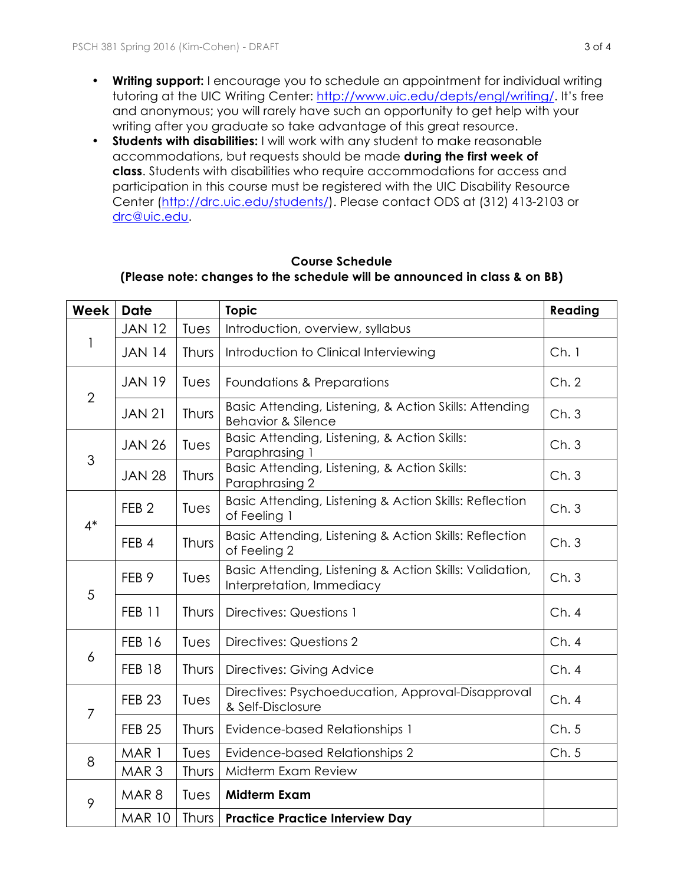- **Writing support:** I encourage you to schedule an appointment for individual writing tutoring at the UIC Writing Center: http://www.uic.edu/depts/engl/writing/. It's free and anonymous; you will rarely have such an opportunity to get help with your writing after you graduate so take advantage of this great resource.
- **Students with disabilities:** I will work with any student to make reasonable accommodations, but requests should be made **during the first week of class**. Students with disabilities who require accommodations for access and participation in this course must be registered with the UIC Disability Resource Center (http://drc.uic.edu/students/). Please contact ODS at (312) 413-2103 or drc@uic.edu.

**Course Schedule**
**(Please note: changes to the schedule will be announced in class & on BB)**

| Week | Date | | Topic | Reading |
|---|---|---|---|---|
| 1 | JAN 12 | Tues | Introduction, overview, syllabus | |
| | JAN 14 | Thurs | Introduction to Clinical Interviewing | Ch. 1 |
| 2 | JAN 19 | Tues | Foundations & Preparations | Ch. 2 |
| | JAN 21 | Thurs | Basic Attending, Listening, & Action Skills: Attending Behavior & Silence | Ch. 3 |
| 3 | JAN 26 | Tues | Basic Attending, Listening, & Action Skills: Paraphrasing 1 | Ch. 3 |
| | JAN 28 | Thurs | Basic Attending, Listening, & Action Skills: Paraphrasing 2 | Ch. 3 |
| 4* | FEB 2 | Tues | Basic Attending, Listening & Action Skills: Reflection of Feeling 1 | Ch. 3 |
| | FEB 4 | Thurs | Basic Attending, Listening & Action Skills: Reflection of Feeling 2 | Ch. 3 |
| 5 | FEB 9 | Tues | Basic Attending, Listening & Action Skills: Validation, Interpretation, Immediacy | Ch. 3 |
| | FEB 11 | Thurs | Directives: Questions 1 | Ch. 4 |
| 6 | FEB 16 | Tues | Directives: Questions 2 | Ch. 4 |
| | FEB 18 | Thurs | Directives: Giving Advice | Ch. 4 |
| 7 | FEB 23 | Tues | Directives: Psychoeducation, Approval-Disapproval & Self-Disclosure | Ch. 4 |
| | FEB 25 | Thurs | Evidence-based Relationships 1 | Ch. 5 |
| 8 | MAR 1 | Tues | Evidence-based Relationships 2 | Ch. 5 |
| | MAR 3 | Thurs | Midterm Exam Review | |
| 9 | MAR 8 | Tues | **Midterm Exam** | |
| | MAR 10 | Thurs | **Practice Practice Interview Day** | |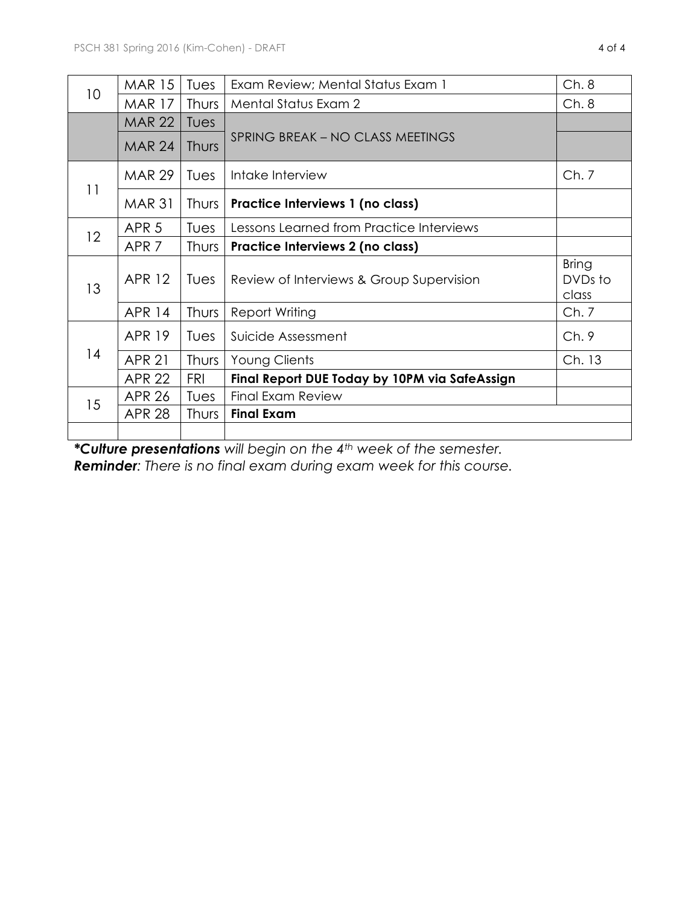| | | | | |
|---|---|---|---|---|
| 10 | MAR 15 | Tues | Exam Review; Mental Status Exam 1 | Ch. 8 |
| | MAR 17 | Thurs | Mental Status Exam 2 | Ch. 8 |
| | MAR 22 | Tues | SPRING BREAK – NO CLASS MEETINGS | |
| | MAR 24 | Thurs | | |
| 11 | MAR 29 | Tues | Intake Interview | Ch. 7 |
| | MAR 31 | Thurs | **Practice Interviews 1 (no class)** | |
| 12 | APR 5 | Tues | Lessons Learned from Practice Interviews | |
| | APR 7 | Thurs | **Practice Interviews 2 (no class)** | |
| 13 | APR 12 | Tues | Review of Interviews & Group Supervision | Bring DVDs to class |
| | APR 14 | Thurs | Report Writing | Ch. 7 |
| 14 | APR 19 | Tues | Suicide Assessment | Ch. 9 |
| | APR 21 | Thurs | Young Clients | Ch. 13 |
| | APR 22 | FRI | **Final Report DUE Today by 10PM via SafeAssign** | |
| 15 | APR 26 | Tues | Final Exam Review | |
| | APR 28 | Thurs | **Final Exam** | |
| | | | | |

***Culture presentations** *will begin on the 4th week of the semester.*

***Reminder**: There is no final exam during exam week for this course.*